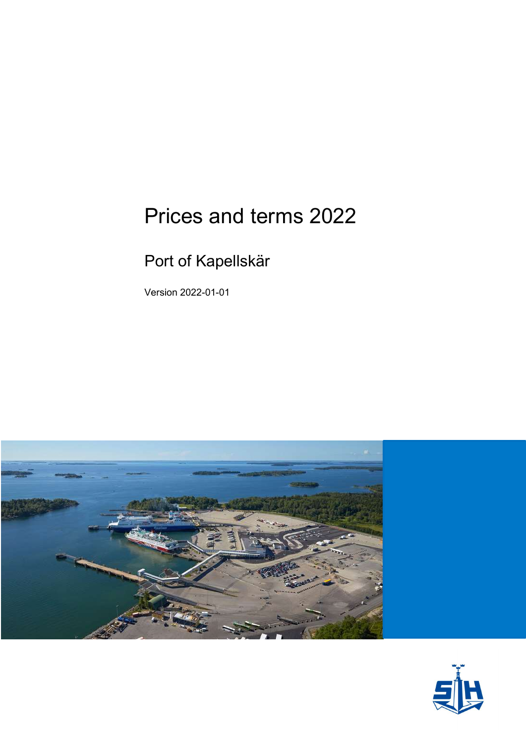# Prices and terms 2022

## Port of Kapellskär

Version 2022-01-01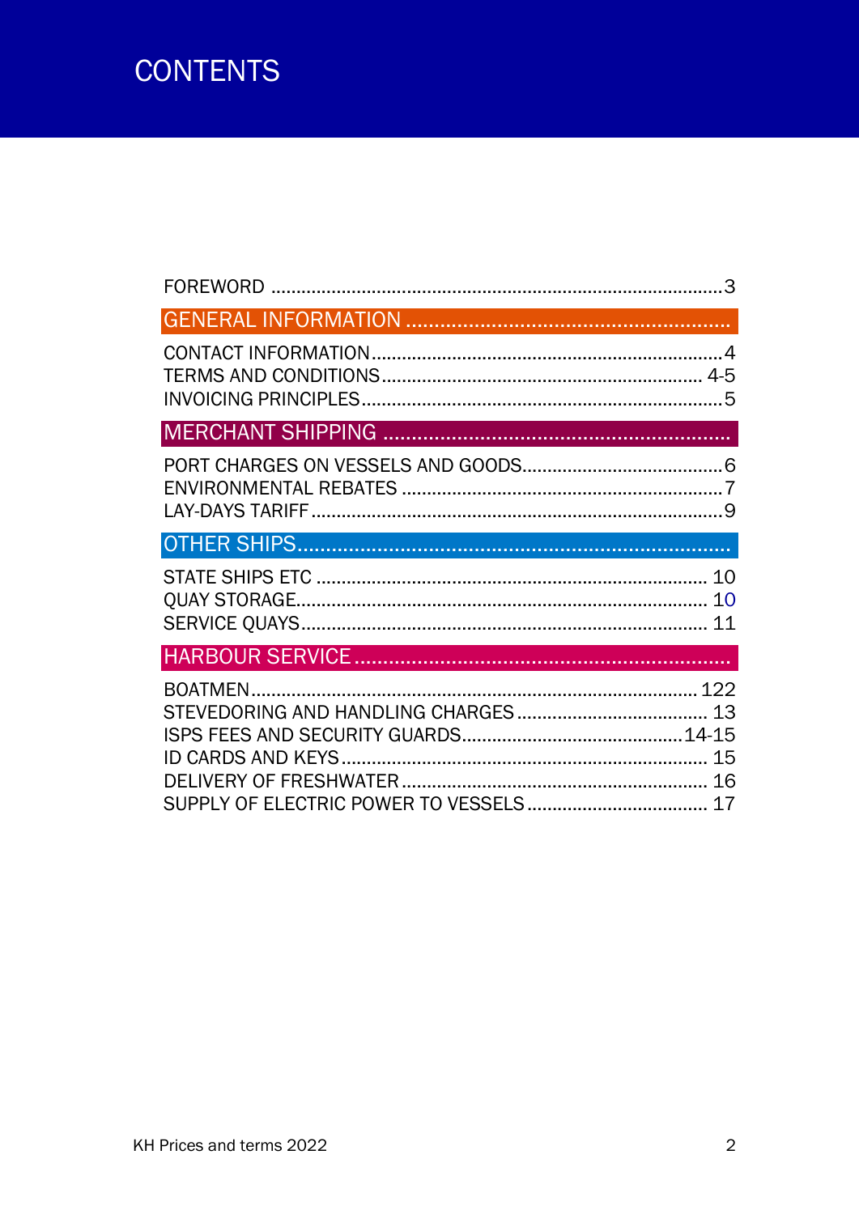# CONTENTS

FOREWORD ........................................................................................3

## GENERAL INFORMATION

CONTACT INFORMATION.....................................................................4
TERMS AND CONDITIONS............................................................... 4-5
INVOICING PRINCIPLES.......................................................................5

## MERCHANT SHIPPING

PORT CHARGES ON VESSELS AND GOODS........................................6
ENVIRONMENTAL REBATES ...............................................................7
LAY-DAYS TARIFF ................................................................................9

## OTHER SHIPS

STATE SHIPS ETC ............................................................................ 10
QUAY STORAGE................................................................................ 10
SERVICE QUAYS............................................................................... 11

## HARBOUR SERVICE

BOATMEN...................................................................................... 122
STEVEDORING AND HANDLING CHARGES ..................................... 13
ISPS FEES AND SECURITY GUARDS............................................14-15
ID CARDS AND KEYS ........................................................................ 15
DELIVERY OF FRESHWATER ............................................................ 16
SUPPLY OF ELECTRIC POWER TO VESSELS ................................... 17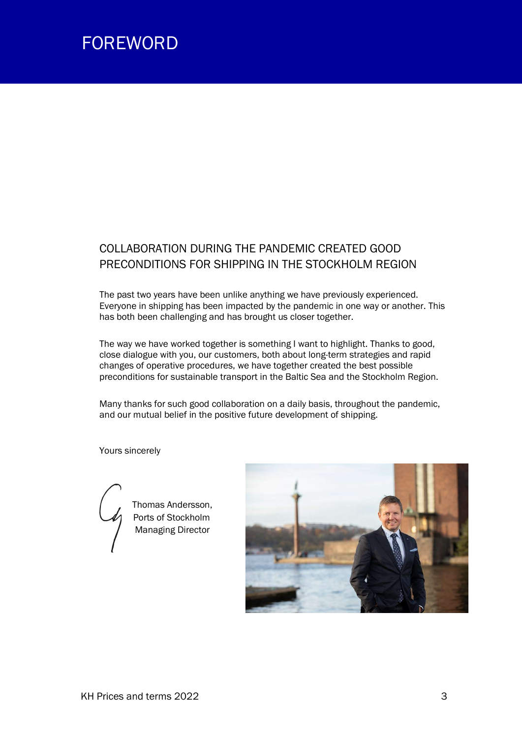# FOREWORD

## COLLABORATION DURING THE PANDEMIC CREATED GOOD PRECONDITIONS FOR SHIPPING IN THE STOCKHOLM REGION

The past two years have been unlike anything we have previously experienced. Everyone in shipping has been impacted by the pandemic in one way or another. This has both been challenging and has brought us closer together.

The way we have worked together is something I want to highlight. Thanks to good, close dialogue with you, our customers, both about long-term strategies and rapid changes of operative procedures, we have together created the best possible preconditions for sustainable transport in the Baltic Sea and the Stockholm Region.

Many thanks for such good collaboration on a daily basis, throughout the pandemic, and our mutual belief in the positive future development of shipping.

Yours sincerely

Thomas Andersson,
Ports of Stockholm
Managing Director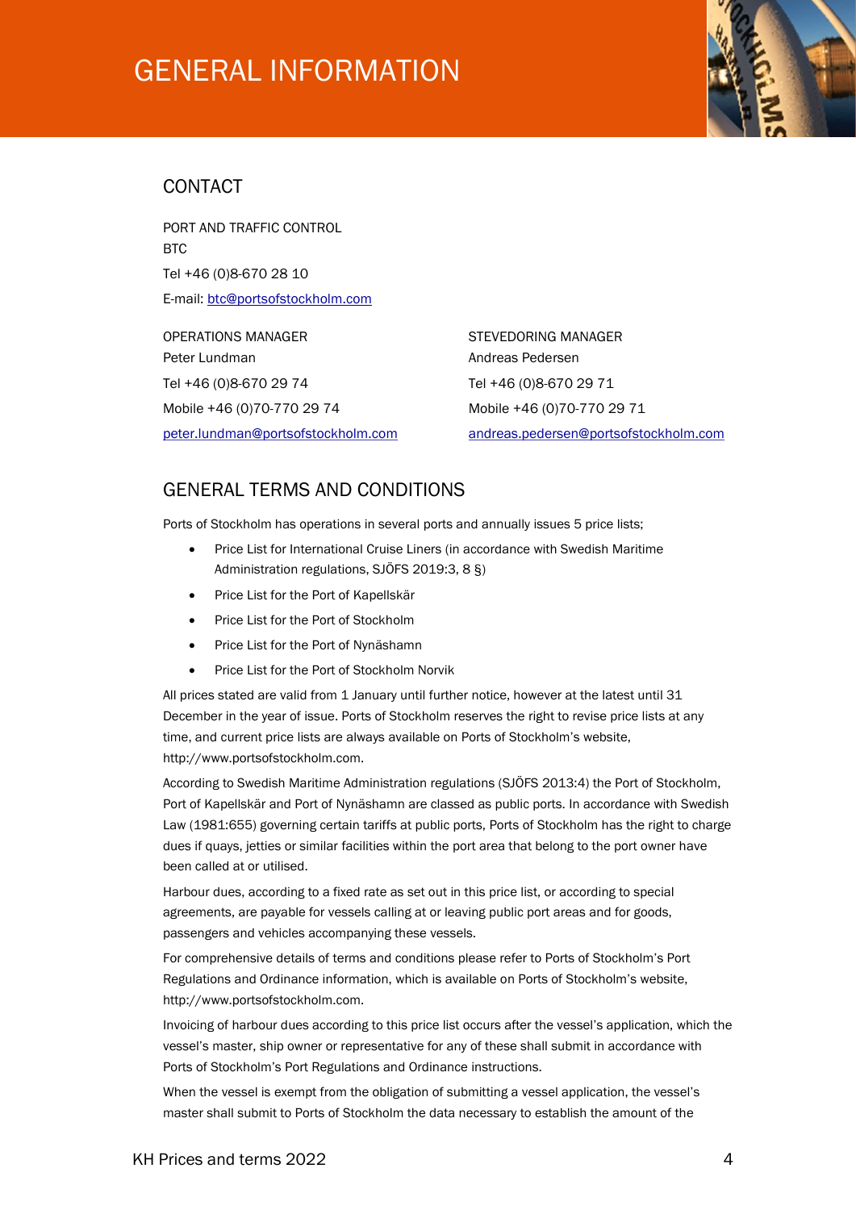# GENERAL INFORMATION

## CONTACT

PORT AND TRAFFIC CONTROL
BTC
Tel +46 (0)8-670 28 10
E-mail: btc@portsofstockholm.com

OPERATIONS MANAGER
Peter Lundman
Tel +46 (0)8-670 29 74
Mobile +46 (0)70-770 29 74
peter.lundman@portsofstockholm.com

STEVEDORING MANAGER
Andreas Pedersen
Tel +46 (0)8-670 29 71
Mobile +46 (0)70-770 29 71
andreas.pedersen@portsofstockholm.com

## GENERAL TERMS AND CONDITIONS

Ports of Stockholm has operations in several ports and annually issues 5 price lists;

- Price List for International Cruise Liners (in accordance with Swedish Maritime Administration regulations, SJÖFS 2019:3, 8 §)
- Price List for the Port of Kapellskär
- Price List for the Port of Stockholm
- Price List for the Port of Nynäshamn
- Price List for the Port of Stockholm Norvik

All prices stated are valid from 1 January until further notice, however at the latest until 31 December in the year of issue. Ports of Stockholm reserves the right to revise price lists at any time, and current price lists are always available on Ports of Stockholm's website, http://www.portsofstockholm.com.

According to Swedish Maritime Administration regulations (SJÖFS 2013:4) the Port of Stockholm, Port of Kapellskär and Port of Nynäshamn are classed as public ports. In accordance with Swedish Law (1981:655) governing certain tariffs at public ports, Ports of Stockholm has the right to charge dues if quays, jetties or similar facilities within the port area that belong to the port owner have been called at or utilised.

Harbour dues, according to a fixed rate as set out in this price list, or according to special agreements, are payable for vessels calling at or leaving public port areas and for goods, passengers and vehicles accompanying these vessels.

For comprehensive details of terms and conditions please refer to Ports of Stockholm's Port Regulations and Ordinance information, which is available on Ports of Stockholm's website, http://www.portsofstockholm.com.

Invoicing of harbour dues according to this price list occurs after the vessel's application, which the vessel's master, ship owner or representative for any of these shall submit in accordance with Ports of Stockholm's Port Regulations and Ordinance instructions.

When the vessel is exempt from the obligation of submitting a vessel application, the vessel's master shall submit to Ports of Stockholm the data necessary to establish the amount of the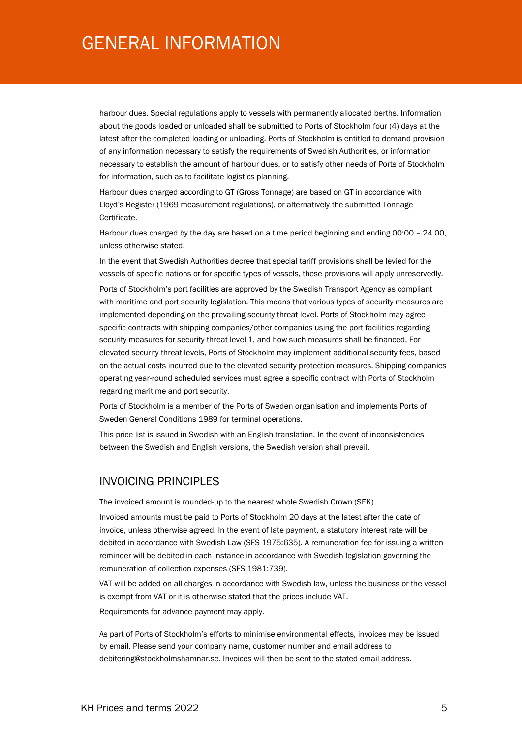# GENERAL INFORMATION

harbour dues. Special regulations apply to vessels with permanently allocated berths. Information about the goods loaded or unloaded shall be submitted to Ports of Stockholm four (4) days at the latest after the completed loading or unloading. Ports of Stockholm is entitled to demand provision of any information necessary to satisfy the requirements of Swedish Authorities, or information necessary to establish the amount of harbour dues, or to satisfy other needs of Ports of Stockholm for information, such as to facilitate logistics planning.

Harbour dues charged according to GT (Gross Tonnage) are based on GT in accordance with Lloyd's Register (1969 measurement regulations), or alternatively the submitted Tonnage Certificate.

Harbour dues charged by the day are based on a time period beginning and ending 00:00 – 24.00, unless otherwise stated.

In the event that Swedish Authorities decree that special tariff provisions shall be levied for the vessels of specific nations or for specific types of vessels, these provisions will apply unreservedly.

Ports of Stockholm's port facilities are approved by the Swedish Transport Agency as compliant with maritime and port security legislation. This means that various types of security measures are implemented depending on the prevailing security threat level. Ports of Stockholm may agree specific contracts with shipping companies/other companies using the port facilities regarding security measures for security threat level 1, and how such measures shall be financed. For elevated security threat levels, Ports of Stockholm may implement additional security fees, based on the actual costs incurred due to the elevated security protection measures. Shipping companies operating year-round scheduled services must agree a specific contract with Ports of Stockholm regarding maritime and port security.

Ports of Stockholm is a member of the Ports of Sweden organisation and implements Ports of Sweden General Conditions 1989 for terminal operations.

This price list is issued in Swedish with an English translation. In the event of inconsistencies between the Swedish and English versions, the Swedish version shall prevail.

## INVOICING PRINCIPLES

The invoiced amount is rounded-up to the nearest whole Swedish Crown (SEK).

Invoiced amounts must be paid to Ports of Stockholm 20 days at the latest after the date of invoice, unless otherwise agreed. In the event of late payment, a statutory interest rate will be debited in accordance with Swedish Law (SFS 1975:635). A remuneration fee for issuing a written reminder will be debited in each instance in accordance with Swedish legislation governing the remuneration of collection expenses (SFS 1981:739).

VAT will be added on all charges in accordance with Swedish law, unless the business or the vessel is exempt from VAT or it is otherwise stated that the prices include VAT.

Requirements for advance payment may apply.

As part of Ports of Stockholm's efforts to minimise environmental effects, invoices may be issued by email. Please send your company name, customer number and email address to debitering@stockholmshamnar.se. Invoices will then be sent to the stated email address.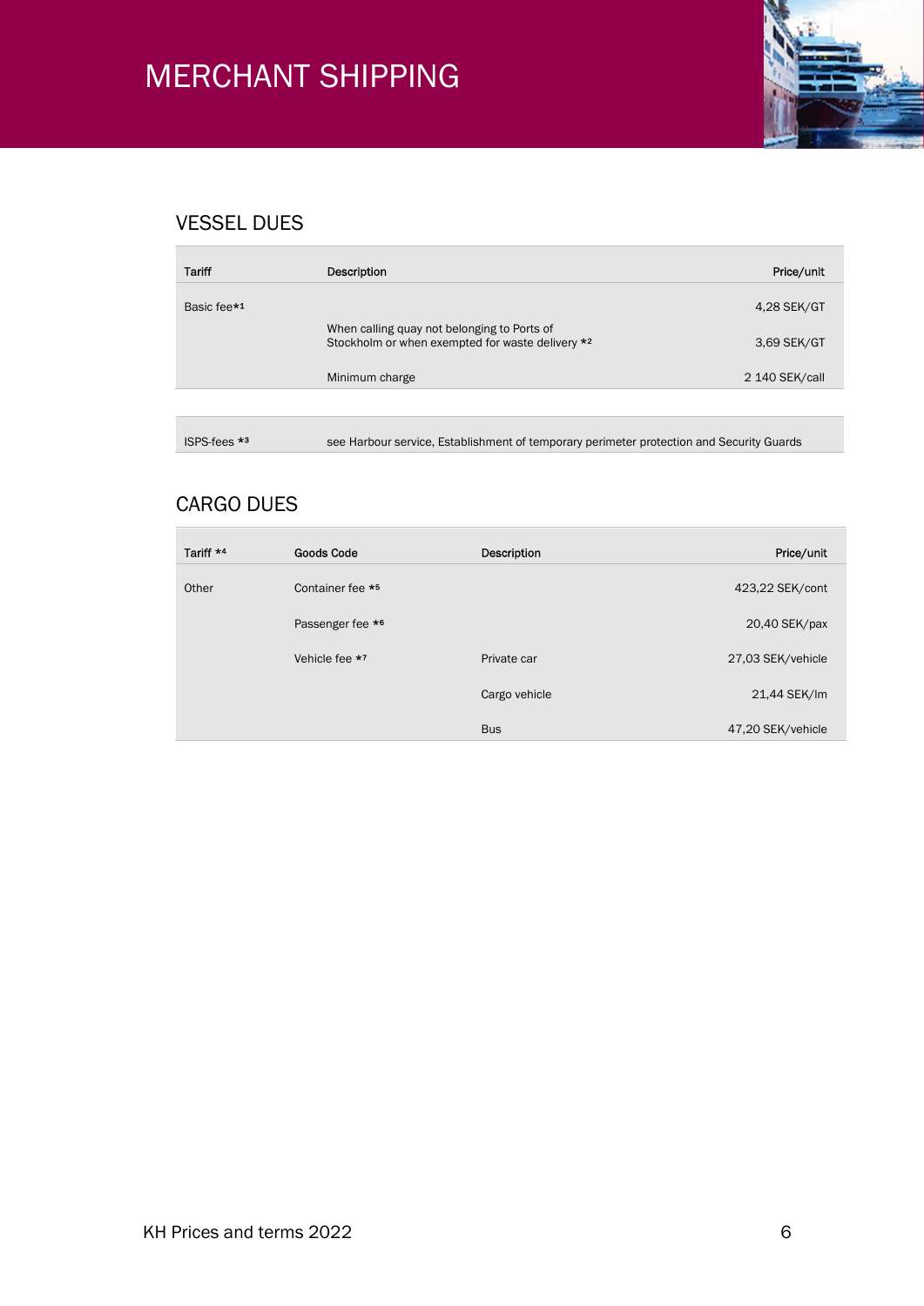# MERCHANT SHIPPING

## VESSEL DUES

| Tariff | Description | Price/unit |
|---|---|---|
| Basic fee*1 | | 4,28 SEK/GT |
| | When calling quay not belonging to Ports of Stockholm or when exempted for waste delivery *2 | 3,69 SEK/GT |
| | Minimum charge | 2 140 SEK/call |

| | |
|---|---|
| ISPS-fees *3 | see Harbour service, Establishment of temporary perimeter protection and Security Guards |

## CARGO DUES

| Tariff *4 | Goods Code | Description | Price/unit |
|---|---|---|---|
| Other | Container fee *5 | | 423,22 SEK/cont |
| | Passenger fee *6 | | 20,40 SEK/pax |
| | Vehicle fee *7 | Private car | 27,03 SEK/vehicle |
| | | Cargo vehicle | 21,44 SEK/lm |
| | | Bus | 47,20 SEK/vehicle |

KH Prices and terms 2022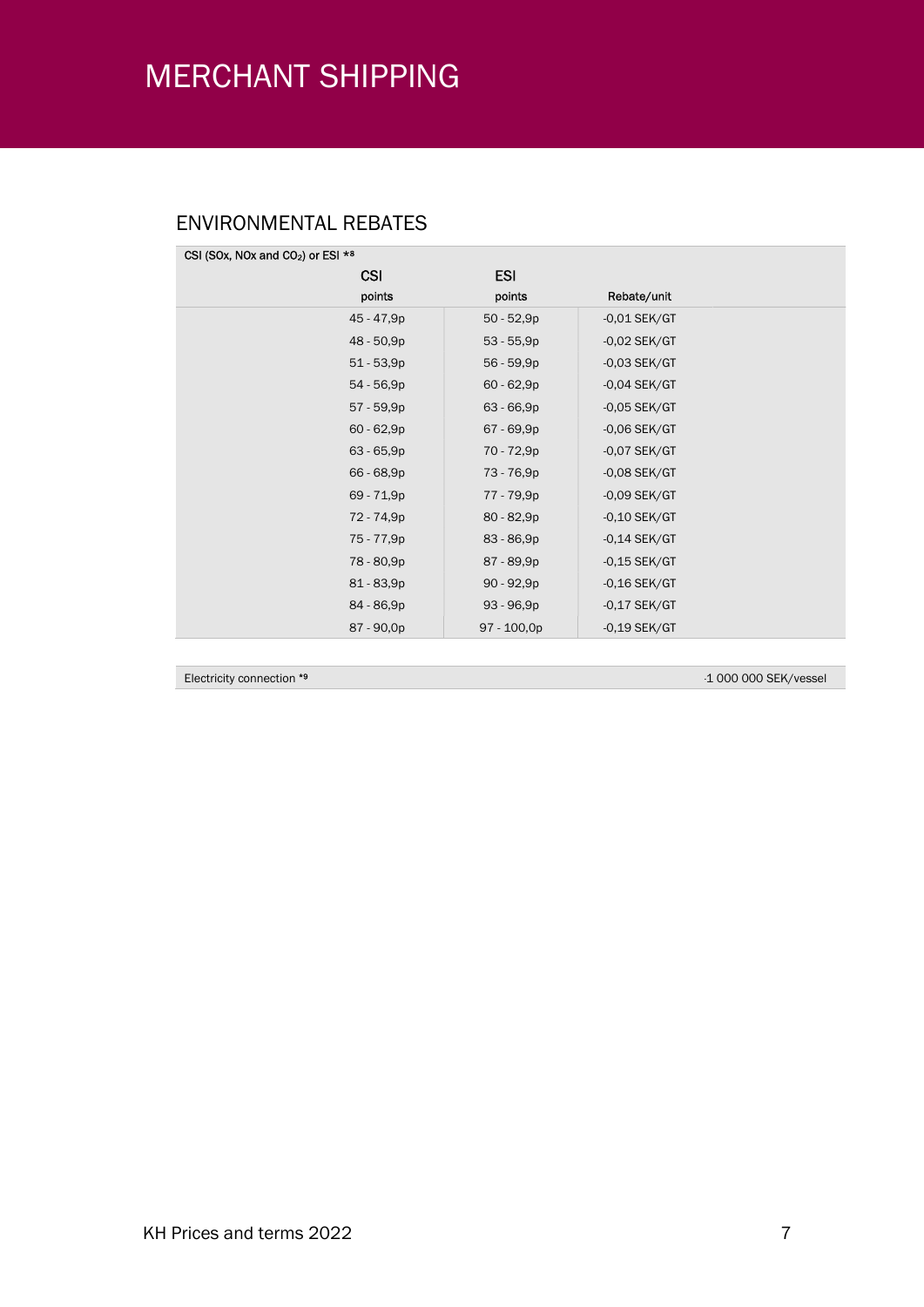# MERCHANT SHIPPING

## ENVIRONMENTAL REBATES

| CSI ($SO_x$, $NO_x$ and $CO_2$) or ESI *8 | | |
|---|---|---|
| **CSI** points | **ESI** points | Rebate/unit |
| 45 - 47,9p | 50 - 52,9p | -0,01 SEK/GT |
| 48 - 50,9p | 53 - 55,9p | -0,02 SEK/GT |
| 51 - 53,9p | 56 - 59,9p | -0,03 SEK/GT |
| 54 - 56,9p | 60 - 62,9p | -0,04 SEK/GT |
| 57 - 59,9p | 63 - 66,9p | -0,05 SEK/GT |
| 60 - 62,9p | 67 - 69,9p | -0,06 SEK/GT |
| 63 - 65,9p | 70 - 72,9p | -0,07 SEK/GT |
| 66 - 68,9p | 73 - 76,9p | -0,08 SEK/GT |
| 69 - 71,9p | 77 - 79,9p | -0,09 SEK/GT |
| 72 - 74,9p | 80 - 82,9p | -0,10 SEK/GT |
| 75 - 77,9p | 83 - 86,9p | -0,14 SEK/GT |
| 78 - 80,9p | 87 - 89,9p | -0,15 SEK/GT |
| 81 - 83,9p | 90 - 92,9p | -0,16 SEK/GT |
| 84 - 86,9p | 93 - 96,9p | -0,17 SEK/GT |
| 87 - 90,0p | 97 - 100,0p | -0,19 SEK/GT |

| Electricity connection *9 | -1 000 000 SEK/vessel |
|---|---|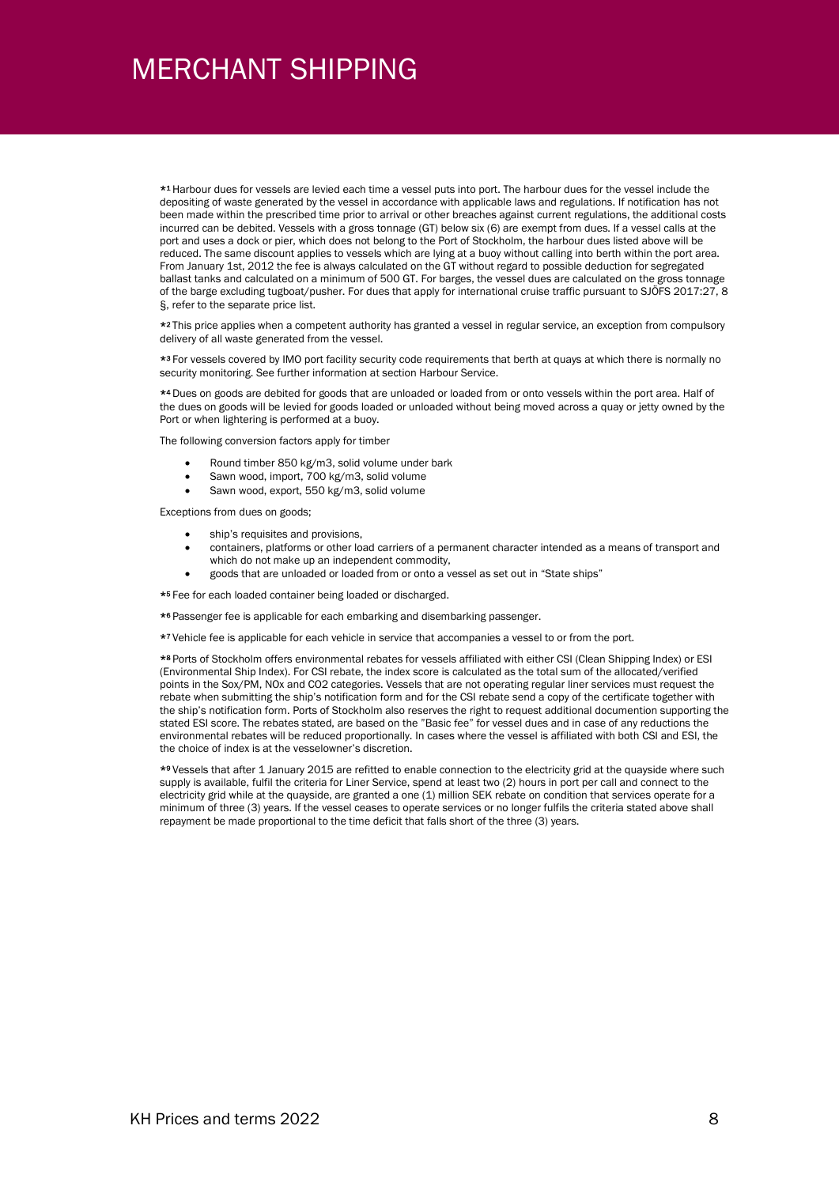# MERCHANT SHIPPING

*[1] Harbour dues for vessels are levied each time a vessel puts into port. The harbour dues for the vessel include the depositing of waste generated by the vessel in accordance with applicable laws and regulations. If notification has not been made within the prescribed time prior to arrival or other breaches against current regulations, the additional costs incurred can be debited. Vessels with a gross tonnage (GT) below six (6) are exempt from dues. If a vessel calls at the port and uses a dock or pier, which does not belong to the Port of Stockholm, the harbour dues listed above will be reduced. The same discount applies to vessels which are lying at a buoy without calling into berth within the port area. From January 1st, 2012 the fee is always calculated on the GT without regard to possible deduction for segregated ballast tanks and calculated on a minimum of 500 GT. For barges, the vessel dues are calculated on the gross tonnage of the barge excluding tugboat/pusher. For dues that apply for international cruise traffic pursuant to SJÖFS 2017:27, 8 §, refer to the separate price list.

*[2] This price applies when a competent authority has granted a vessel in regular service, an exception from compulsory delivery of all waste generated from the vessel.

*[3] For vessels covered by IMO port facility security code requirements that berth at quays at which there is normally no security monitoring. See further information at section Harbour Service.

*[4] Dues on goods are debited for goods that are unloaded or loaded from or onto vessels within the port area. Half of the dues on goods will be levied for goods loaded or unloaded without being moved across a quay or jetty owned by the Port or when lightering is performed at a buoy.

The following conversion factors apply for timber

- Round timber 850 kg/m3, solid volume under bark
- Sawn wood, import, 700 kg/m3, solid volume
- Sawn wood, export, 550 kg/m3, solid volume

Exceptions from dues on goods;

- ship's requisites and provisions,
- containers, platforms or other load carriers of a permanent character intended as a means of transport and which do not make up an independent commodity,
- goods that are unloaded or loaded from or onto a vessel as set out in "State ships"

*[5] Fee for each loaded container being loaded or discharged.

*[6] Passenger fee is applicable for each embarking and disembarking passenger.

*[7] Vehicle fee is applicable for each vehicle in service that accompanies a vessel to or from the port.

*[8] Ports of Stockholm offers environmental rebates for vessels affiliated with either CSI (Clean Shipping Index) or ESI (Environmental Ship Index). For CSI rebate, the index score is calculated as the total sum of the allocated/verified points in the Sox/PM, NOx and CO2 categories. Vessels that are not operating regular liner services must request the rebate when submitting the ship's notification form and for the CSI rebate send a copy of the certificate together with the ship's notification form. Ports of Stockholm also reserves the right to request additional documention supporting the stated ESI score. The rebates stated, are based on the "Basic fee" for vessel dues and in case of any reductions the environmental rebates will be reduced proportionally. In cases where the vessel is affiliated with both CSI and ESI, the the choice of index is at the vesselowner's discretion.

*[9] Vessels that after 1 January 2015 are refitted to enable connection to the electricity grid at the quayside where such supply is available, fulfil the criteria for Liner Service, spend at least two (2) hours in port per call and connect to the electricity grid while at the quayside, are granted a one (1) million SEK rebate on condition that services operate for a minimum of three (3) years. If the vessel ceases to operate services or no longer fulfils the criteria stated above shall repayment be made proportional to the time deficit that falls short of the three (3) years.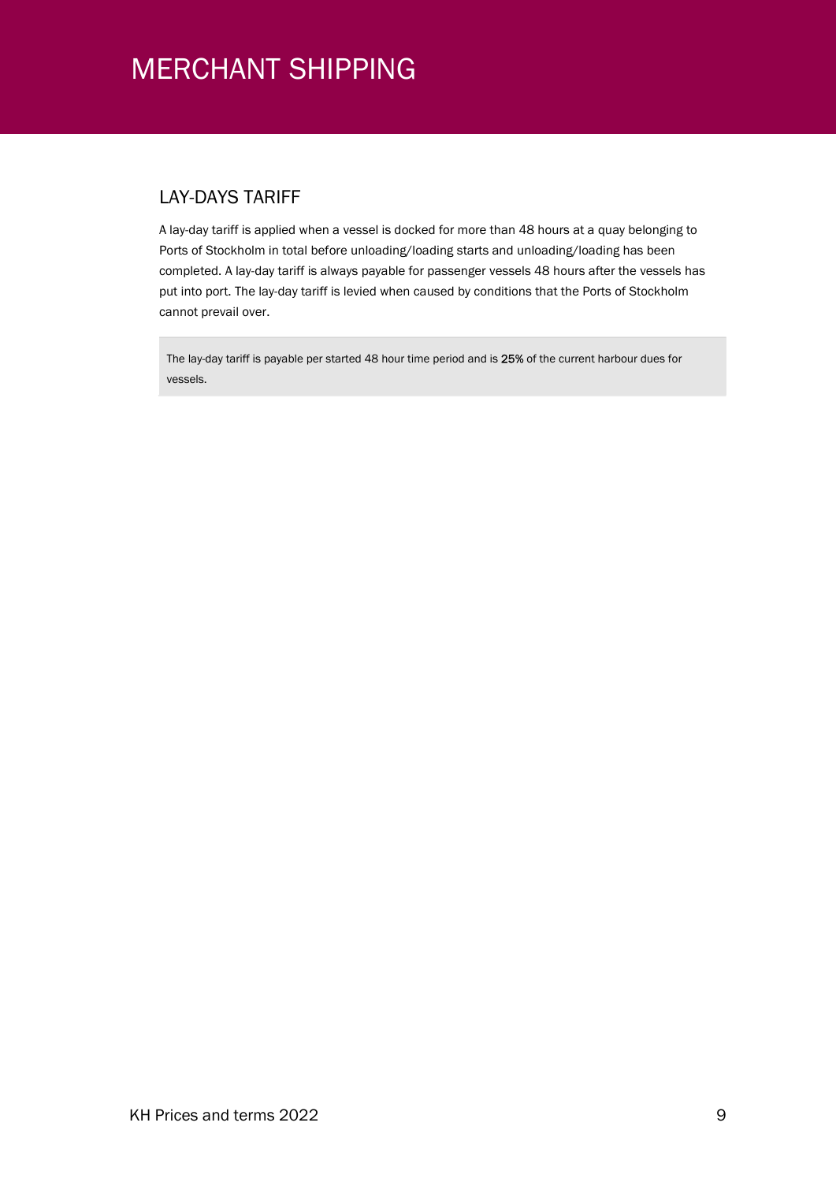# MERCHANT SHIPPING

## LAY-DAYS TARIFF

A lay-day tariff is applied when a vessel is docked for more than 48 hours at a quay belonging to Ports of Stockholm in total before unloading/loading starts and unloading/loading has been completed. A lay-day tariff is always payable for passenger vessels 48 hours after the vessels has put into port. The lay-day tariff is levied when caused by conditions that the Ports of Stockholm cannot prevail over.

The lay-day tariff is payable per started 48 hour time period and is **25%** of the current harbour dues for vessels.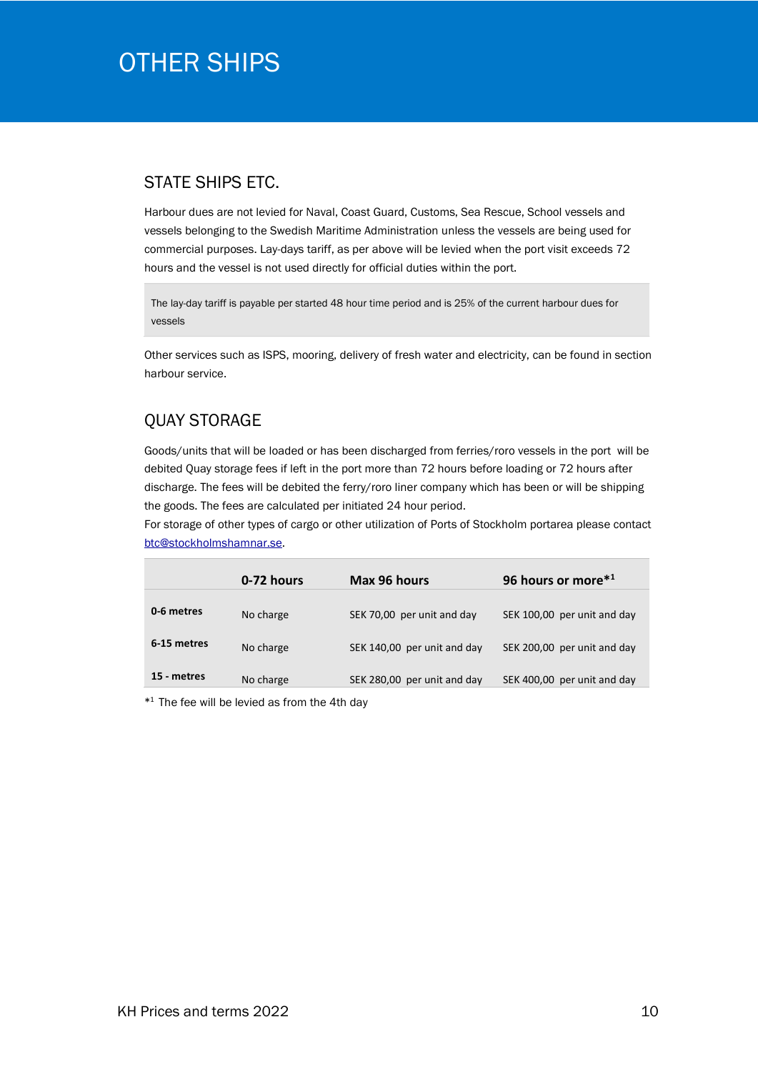# OTHER SHIPS

## STATE SHIPS ETC.

Harbour dues are not levied for Naval, Coast Guard, Customs, Sea Rescue, School vessels and vessels belonging to the Swedish Maritime Administration unless the vessels are being used for commercial purposes. Lay-days tariff, as per above will be levied when the port visit exceeds 72 hours and the vessel is not used directly for official duties within the port.

The lay-day tariff is payable per started 48 hour time period and is 25% of the current harbour dues for vessels

Other services such as ISPS, mooring, delivery of fresh water and electricity, can be found in section harbour service.

## QUAY STORAGE

Goods/units that will be loaded or has been discharged from ferries/roro vessels in the port will be debited Quay storage fees if left in the port more than 72 hours before loading or 72 hours after discharge. The fees will be debited the ferry/roro liner company which has been or will be shipping the goods. The fees are calculated per initiated 24 hour period.
For storage of other types of cargo or other utilization of Ports of Stockholm portarea please contact btc@stockholmshamnar.se.

| | 0-72 hours | Max 96 hours | 96 hours or more*[1] |
|---|---|---|---|
| **0-6 metres** | No charge | SEK 70,00 per unit and day | SEK 100,00 per unit and day |
| **6-15 metres** | No charge | SEK 140,00 per unit and day | SEK 200,00 per unit and day |
| **15 - metres** | No charge | SEK 280,00 per unit and day | SEK 400,00 per unit and day |

*[1] The fee will be levied as from the 4th day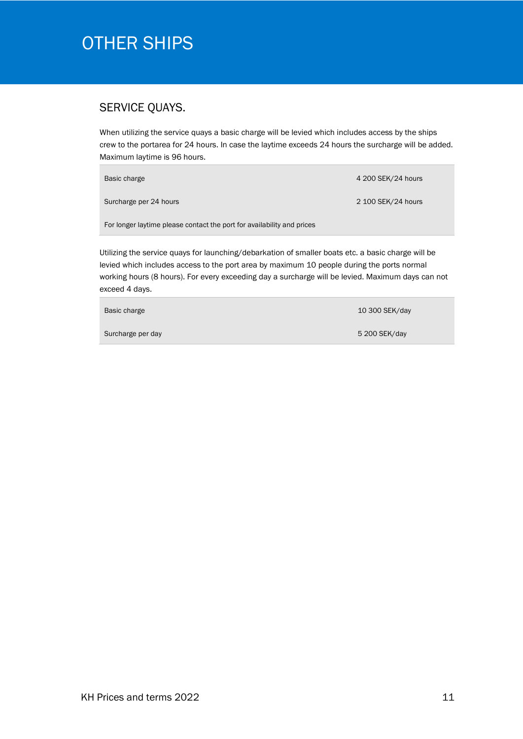# OTHER SHIPS

## SERVICE QUAYS.

When utilizing the service quays a basic charge will be levied which includes access by the ships crew to the portarea for 24 hours. In case the laytime exceeds 24 hours the surcharge will be added. Maximum laytime is 96 hours.

| | |
|---|---|
| Basic charge | 4 200 SEK/24 hours |
| Surcharge per 24 hours | 2 100 SEK/24 hours |
| For longer laytime please contact the port for availability and prices | |

Utilizing the service quays for launching/debarkation of smaller boats etc. a basic charge will be levied which includes access to the port area by maximum 10 people during the ports normal working hours (8 hours). For every exceeding day a surcharge will be levied. Maximum days can not exceed 4 days.

| | |
|---|---|
| Basic charge | 10 300 SEK/day |
| Surcharge per day | 5 200 SEK/day |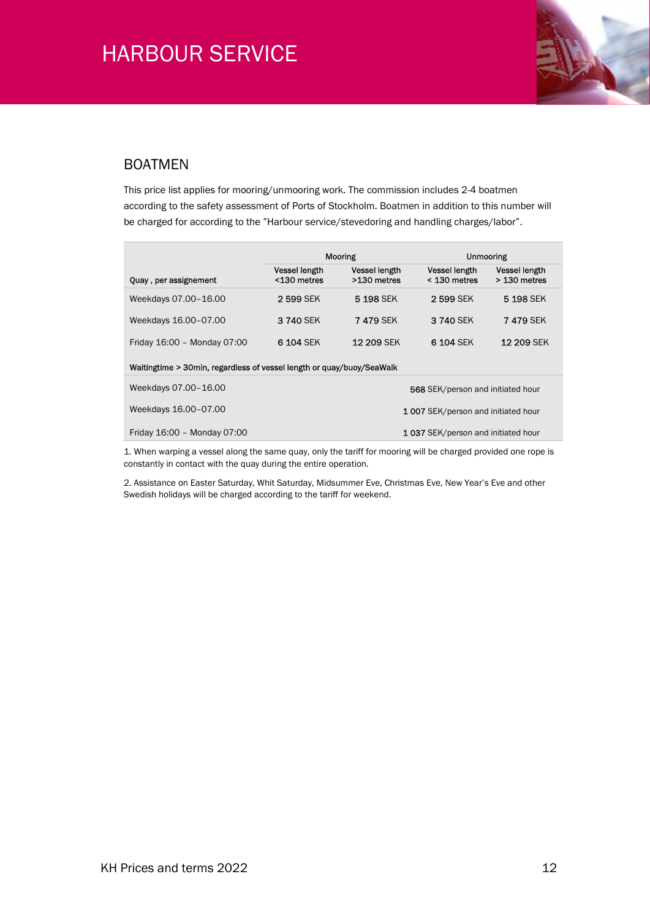# HARBOUR SERVICE

## BOATMEN

This price list applies for mooring/unmooring work. The commission includes 2-4 boatmen according to the safety assessment of Ports of Stockholm. Boatmen in addition to this number will be charged for according to the ”Harbour service/stevedoring and handling charges/labor”.

| | Mooring | | Unmooring | |
|---|---|---|---|---|
| Quay , per assignement | Vessel length <130 metres | Vessel length >130 metres | Vessel length < 130 metres | Vessel length > 130 metres |
| Weekdays 07.00–16.00 | 2 599 SEK | 5 198 SEK | 2 599 SEK | 5 198 SEK |
| Weekdays 16.00–07.00 | 3 740 SEK | 7 479 SEK | 3 740 SEK | 7 479 SEK |
| Friday 16:00 – Monday 07:00 | 6 104 SEK | 12 209 SEK | 6 104 SEK | 12 209 SEK |
| **Waitingtime > 30min, regardless of vessel length or quay/buoy/SeaWalk** | | | | |
| Weekdays 07.00–16.00 | | | 568 SEK/person and initiated hour | |
| Weekdays 16.00–07.00 | | | 1 007 SEK/person and initiated hour | |
| Friday 16:00 – Monday 07:00 | | | 1 037 SEK/person and initiated hour | |

1. When warping a vessel along the same quay, only the tariff for mooring will be charged provided one rope is constantly in contact with the quay during the entire operation.

2. Assistance on Easter Saturday, Whit Saturday, Midsummer Eve, Christmas Eve, New Year's Eve and other Swedish holidays will be charged according to the tariff for weekend.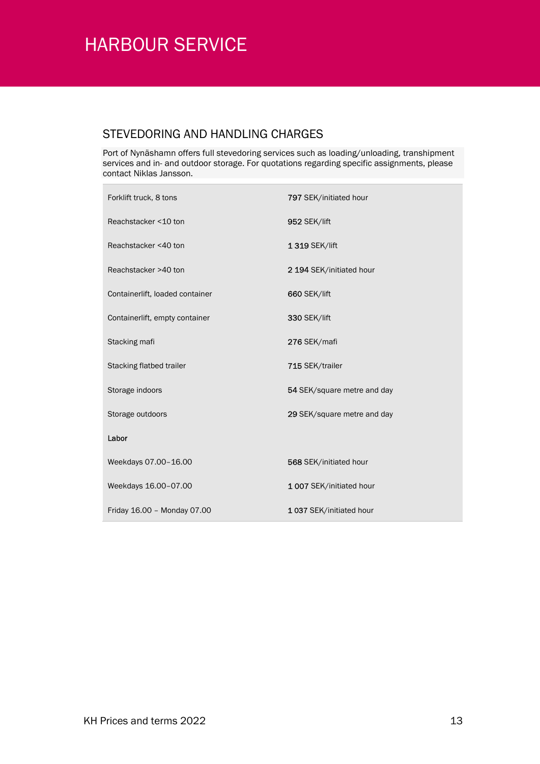# HARBOUR SERVICE

## STEVEDORING AND HANDLING CHARGES

Port of Nynäshamn offers full stevedoring services such as loading/unloading, transhipment services and in- and outdoor storage. For quotations regarding specific assignments, please contact Niklas Jansson.

| | |
|---|---|
| Forklift truck, 8 tons | 797 SEK/initiated hour |
| Reachstacker <10 ton | 952 SEK/lift |
| Reachstacker <40 ton | 1 319 SEK/lift |
| Reachstacker >40 ton | 2 194 SEK/initiated hour |
| Containerlift, loaded container | 660 SEK/lift |
| Containerlift, empty container | 330 SEK/lift |
| Stacking mafi | 276 SEK/mafi |
| Stacking flatbed trailer | 715 SEK/trailer |
| Storage indoors | 54 SEK/square metre and day |
| Storage outdoors | 29 SEK/square metre and day |
| **Labor** | |
| Weekdays 07.00–16.00 | 568 SEK/initiated hour |
| Weekdays 16.00–07.00 | 1 007 SEK/initiated hour |
| Friday 16.00 – Monday 07.00 | 1 037 SEK/initiated hour |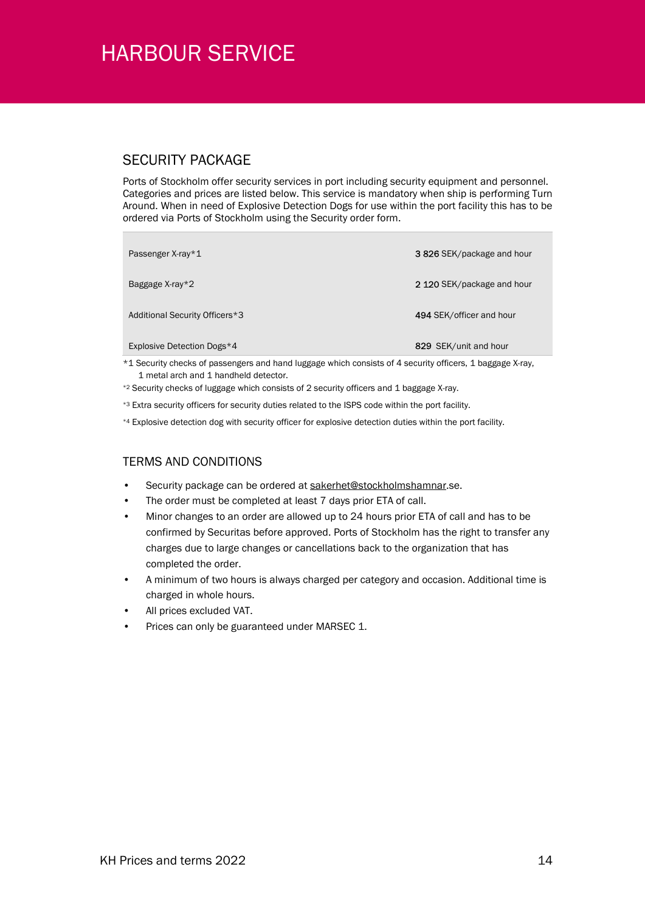# HARBOUR SERVICE

## SECURITY PACKAGE

Ports of Stockholm offer security services in port including security equipment and personnel. Categories and prices are listed below. This service is mandatory when ship is performing Turn Around. When in need of Explosive Detection Dogs for use within the port facility this has to be ordered via Ports of Stockholm using the Security order form.

| | |
|---|---|
| Passenger X-ray*1 | **3 826** SEK/package and hour |
| Baggage X-ray*2 | **2 120** SEK/package and hour |
| Additional Security Officers*3 | **494** SEK/officer and hour |
| Explosive Detection Dogs*4 | **829** SEK/unit and hour |

*1 Security checks of passengers and hand luggage which consists of 4 security officers, 1 baggage X-ray, 1 metal arch and 1 handheld detector.

*2 Security checks of luggage which consists of 2 security officers and 1 baggage X-ray.

*3 Extra security officers for security duties related to the ISPS code within the port facility.

*4 Explosive detection dog with security officer for explosive detection duties within the port facility.

## TERMS AND CONDITIONS

- Security package can be ordered at sakerhet@stockholmshamnar.se.
- The order must be completed at least 7 days prior ETA of call.
- Minor changes to an order are allowed up to 24 hours prior ETA of call and has to be confirmed by Securitas before approved. Ports of Stockholm has the right to transfer any charges due to large changes or cancellations back to the organization that has completed the order.
- A minimum of two hours is always charged per category and occasion. Additional time is charged in whole hours.
- All prices excluded VAT.
- Prices can only be guaranteed under MARSEC 1.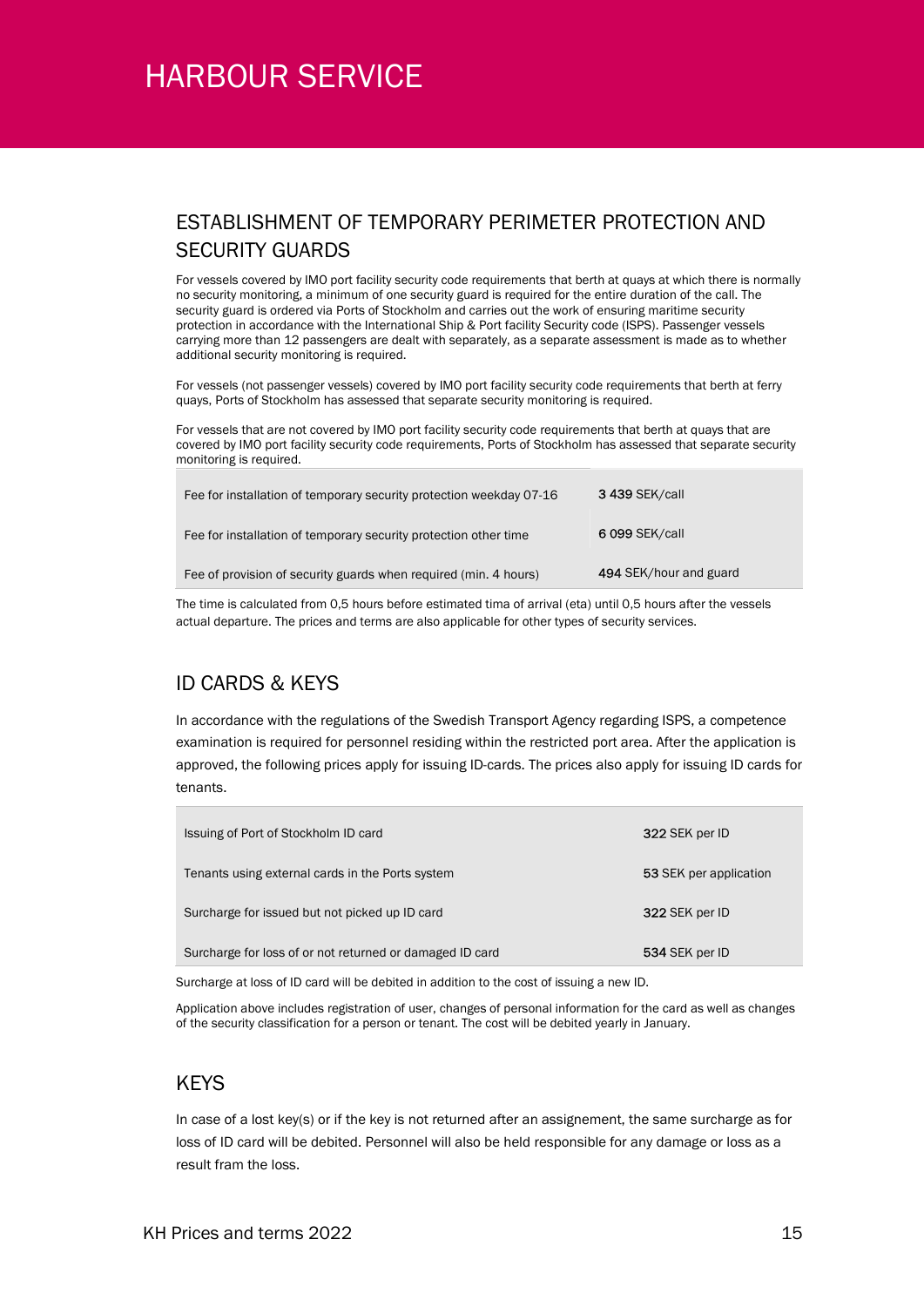# HARBOUR SERVICE

## ESTABLISHMENT OF TEMPORARY PERIMETER PROTECTION AND SECURITY GUARDS

For vessels covered by IMO port facility security code requirements that berth at quays at which there is normally no security monitoring, a minimum of one security guard is required for the entire duration of the call. The security guard is ordered via Ports of Stockholm and carries out the work of ensuring maritime security protection in accordance with the International Ship & Port facility Security code (ISPS). Passenger vessels carrying more than 12 passengers are dealt with separately, as a separate assessment is made as to whether additional security monitoring is required.

For vessels (not passenger vessels) covered by IMO port facility security code requirements that berth at ferry quays, Ports of Stockholm has assessed that separate security monitoring is required.

For vessels that are not covered by IMO port facility security code requirements that berth at quays that are covered by IMO port facility security code requirements, Ports of Stockholm has assessed that separate security monitoring is required.

| | |
|---|---|
| Fee for installation of temporary security protection weekday 07-16 | **3 439** SEK/call |
| Fee for installation of temporary security protection other time | **6 099** SEK/call |
| Fee of provision of security guards when required (min. 4 hours) | **494** SEK/hour and guard |

The time is calculated from 0,5 hours before estimated tima of arrival (eta) until 0,5 hours after the vessels actual departure. The prices and terms are also applicable for other types of security services.

## ID CARDS & KEYS

In accordance with the regulations of the Swedish Transport Agency regarding ISPS, a competence examination is required for personnel residing within the restricted port area. After the application is approved, the following prices apply for issuing ID-cards. The prices also apply for issuing ID cards for tenants.

| | |
|---|---|
| Issuing of Port of Stockholm ID card | **322** SEK per ID |
| Tenants using external cards in the Ports system | **53** SEK per application |
| Surcharge for issued but not picked up ID card | **322** SEK per ID |
| Surcharge for loss of or not returned or damaged ID card | **534** SEK per ID |

Surcharge at loss of ID card will be debited in addition to the cost of issuing a new ID.

Application above includes registration of user, changes of personal information for the card as well as changes of the security classification for a person or tenant. The cost will be debited yearly in January.

## KEYS

In case of a lost key(s) or if the key is not returned after an assignement, the same surcharge as for loss of ID card will be debited. Personnel will also be held responsible for any damage or loss as a result fram the loss.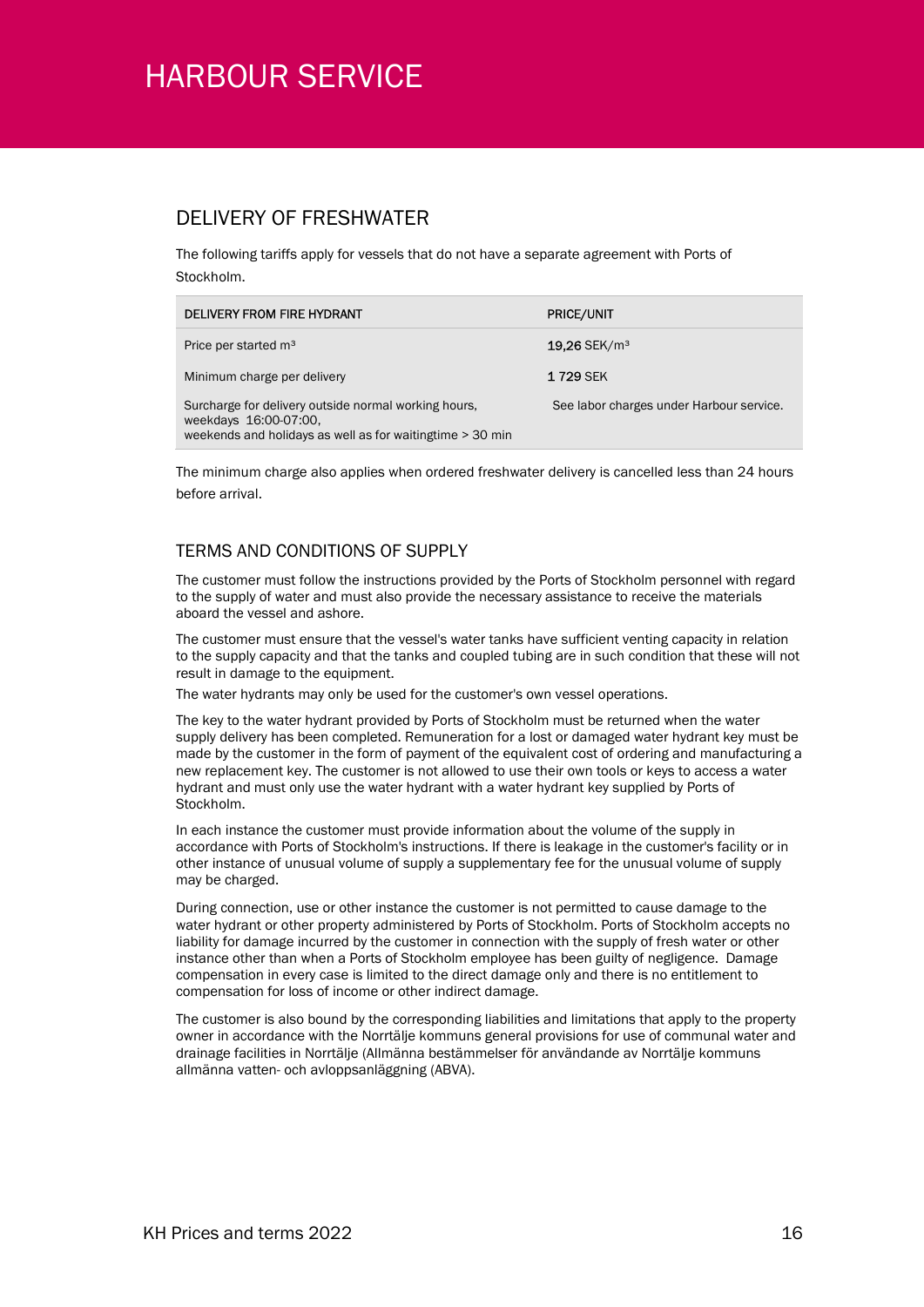# HARBOUR SERVICE

## DELIVERY OF FRESHWATER

The following tariffs apply for vessels that do not have a separate agreement with Ports of Stockholm.

| DELIVERY FROM FIRE HYDRANT | PRICE/UNIT |
|---|---|
| Price per started m³ | **19,26** SEK/m³ |
| Minimum charge per delivery | **1 729** SEK |
| Surcharge for delivery outside normal working hours, weekdays 16:00-07:00, weekends and holidays as well as for waitingtime > 30 min | See labor charges under Harbour service. |

The minimum charge also applies when ordered freshwater delivery is cancelled less than 24 hours before arrival.

## TERMS AND CONDITIONS OF SUPPLY

The customer must follow the instructions provided by the Ports of Stockholm personnel with regard to the supply of water and must also provide the necessary assistance to receive the materials aboard the vessel and ashore.

The customer must ensure that the vessel's water tanks have sufficient venting capacity in relation to the supply capacity and that the tanks and coupled tubing are in such condition that these will not result in damage to the equipment.

The water hydrants may only be used for the customer's own vessel operations.

The key to the water hydrant provided by Ports of Stockholm must be returned when the water supply delivery has been completed. Remuneration for a lost or damaged water hydrant key must be made by the customer in the form of payment of the equivalent cost of ordering and manufacturing a new replacement key. The customer is not allowed to use their own tools or keys to access a water hydrant and must only use the water hydrant with a water hydrant key supplied by Ports of Stockholm.

In each instance the customer must provide information about the volume of the supply in accordance with Ports of Stockholm's instructions. If there is leakage in the customer's facility or in other instance of unusual volume of supply a supplementary fee for the unusual volume of supply may be charged.

During connection, use or other instance the customer is not permitted to cause damage to the water hydrant or other property administered by Ports of Stockholm. Ports of Stockholm accepts no liability for damage incurred by the customer in connection with the supply of fresh water or other instance other than when a Ports of Stockholm employee has been guilty of negligence. Damage compensation in every case is limited to the direct damage only and there is no entitlement to compensation for loss of income or other indirect damage.

The customer is also bound by the corresponding liabilities and limitations that apply to the property owner in accordance with the Norrtälje kommuns general provisions for use of communal water and drainage facilities in Norrtälje (Allmänna bestämmelser för användande av Norrtälje kommuns allmänna vatten- och avloppsanläggning (ABVA).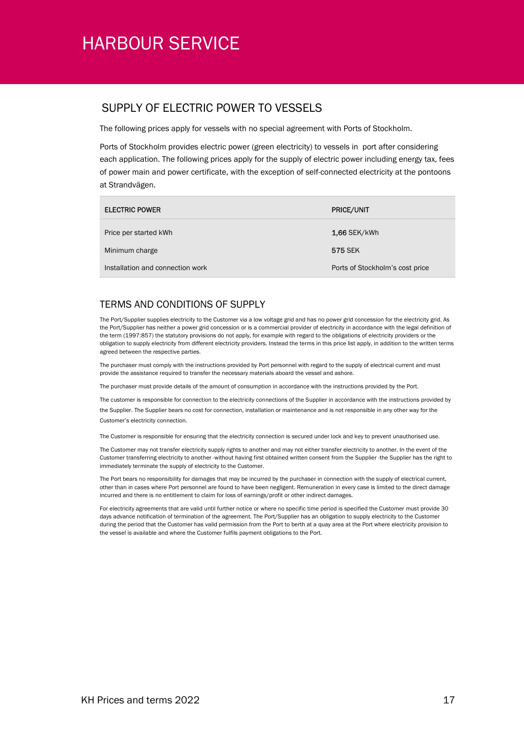# HARBOUR SERVICE

## SUPPLY OF ELECTRIC POWER TO VESSELS

The following prices apply for vessels with no special agreement with Ports of Stockholm.

Ports of Stockholm provides electric power (green electricity) to vessels in port after considering each application. The following prices apply for the supply of electric power including energy tax, fees of power main and power certificate, with the exception of self-connected electricity at the pontoons at Strandvägen.

| ELECTRIC POWER | PRICE/UNIT |
|---|---|
| Price per started kWh | 1,66 SEK/kWh |
| Minimum charge | 575 SEK |
| Installation and connection work | Ports of Stockholm's cost price |

## TERMS AND CONDITIONS OF SUPPLY

The Port/Supplier supplies electricity to the Customer via a low voltage grid and has no power grid concession for the electricity grid. As the Port/Supplier has neither a power grid concession or is a commercial provider of electricity in accordance with the legal definition of the term (1997:857) the statutory provisions do not apply, for example with regard to the obligations of electricity providers or the obligation to supply electricity from different electricity providers. Instead the terms in this price list apply, in addition to the written terms agreed between the respective parties.

The purchaser must comply with the instructions provided by Port personnel with regard to the supply of electrical current and must provide the assistance required to transfer the necessary materials aboard the vessel and ashore.

The purchaser must provide details of the amount of consumption in accordance with the instructions provided by the Port.

The customer is responsible for connection to the electricity connections of the Supplier in accordance with the instructions provided by the Supplier. The Supplier bears no cost for connection, installation or maintenance and is not responsible in any other way for the Customer's electricity connection.

The Customer is responsible for ensuring that the electricity connection is secured under lock and key to prevent unauthorised use.

The Customer may not transfer electricity supply rights to another and may not either transfer electricity to another. In the event of the Customer transferring electricity to another -without having first obtained written consent from the Supplier -the Supplier has the right to immediately terminate the supply of electricity to the Customer.

The Port bears no responsibility for damages that may be incurred by the purchaser in connection with the supply of electrical current, other than in cases where Port personnel are found to have been negligent. Remuneration in every case is limited to the direct damage incurred and there is no entitlement to claim for loss of earnings/profit or other indirect damages.

For electricity agreements that are valid until further notice or where no specific time period is specified the Customer must provide 30 days advance notification of termination of the agreement. The Port/Supplier has an obligation to supply electricity to the Customer during the period that the Customer has valid permission from the Port to berth at a quay area at the Port where electricity provision to the vessel is available and where the Customer fulfils payment obligations to the Port.